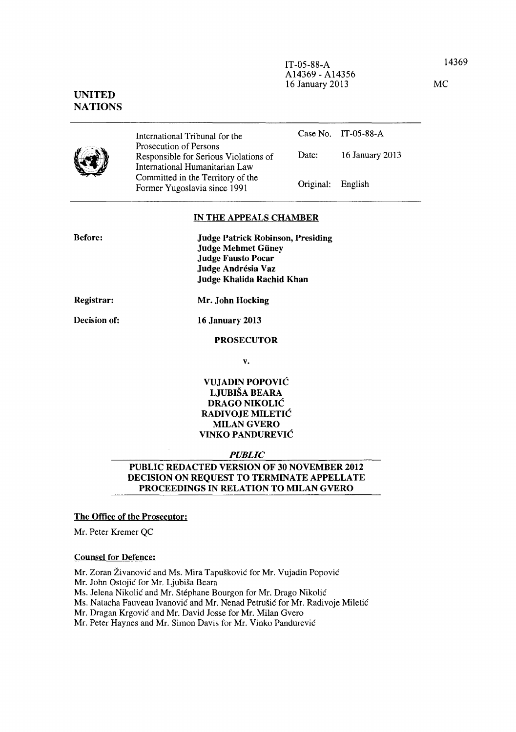IT-05-88-A
A14369 - A14356
16 January 2013

14369

MC

**UNITED NATIONS**

| International Tribunal for the Prosecution of Persons Responsible for Serious Violations of International Humanitarian Law Committed in the Territory of the Former Yugoslavia since 1991 | Case No. | IT-05-88-A |
|---|---|---|
| | Date: | 16 January 2013 |
| | Original: | English |

## IN THE APPEALS CHAMBER

**Before:** **Judge Patrick Robinson, Presiding**
**Judge Mehmet Güney**
**Judge Fausto Pocar**
**Judge Andrésia Vaz**
**Judge Khalida Rachid Khan**

**Registrar:** **Mr. John Hocking**

**Decision of:** **16 January 2013**

**PROSECUTOR**

**v.**

**VUJADIN POPOVIĆ**
**LJUBIŠA BEARA**
**DRAGO NIKOLIĆ**
**RADIVOJE MILETIĆ**
**MILAN GVERO**
**VINKO PANDUREVIĆ**

***PUBLIC***

**PUBLIC REDACTED VERSION OF 30 NOVEMBER 2012 DECISION ON REQUEST TO TERMINATE APPELLATE PROCEEDINGS IN RELATION TO MILAN GVERO**

**The Office of the Prosecutor:**

Mr. Peter Kremer QC

**Counsel for Defence:**

Mr. Zoran Živanović and Ms. Mira Tapušković for Mr. Vujadin Popović
Mr. John Ostojić for Mr. Ljubiša Beara
Ms. Jelena Nikolić and Mr. Stéphane Bourgon for Mr. Drago Nikolić
Ms. Natacha Fauveau Ivanović and Mr. Nenad Petrušić for Mr. Radivoje Miletić
Mr. Dragan Krgović and Mr. David Josse for Mr. Milan Gvero
Mr. Peter Haynes and Mr. Simon Davis for Mr. Vinko Pandurević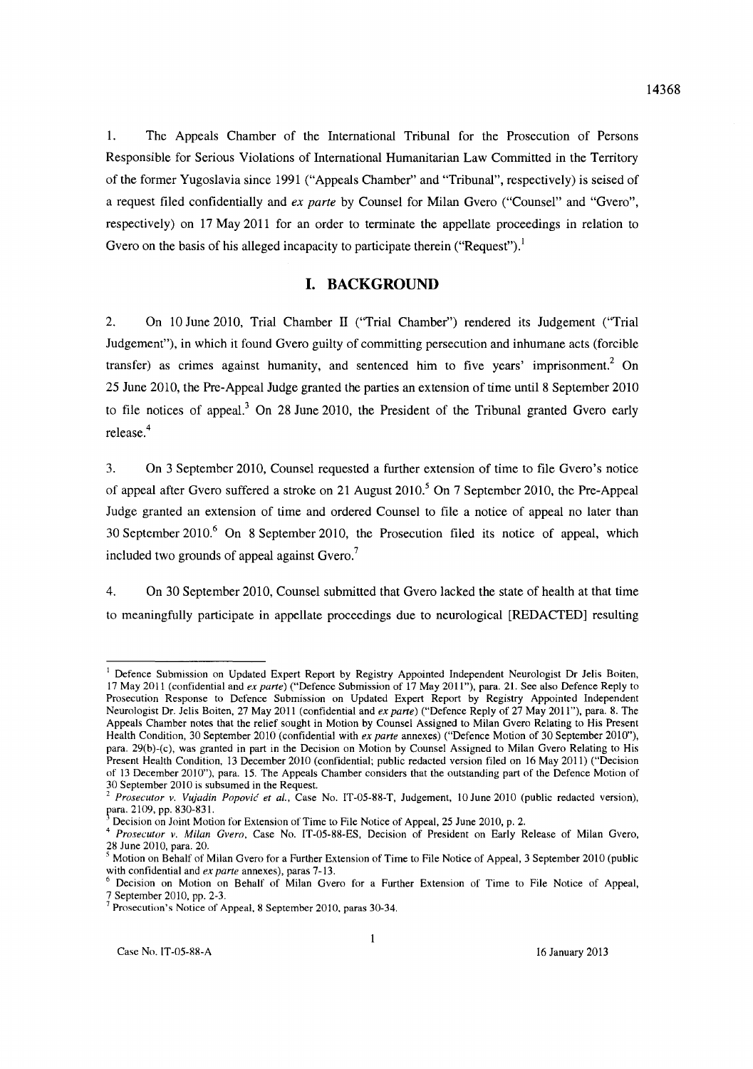1. The Appeals Chamber of the International Tribunal for the Prosecution of Persons Responsible for Serious Violations of International Humanitarian Law Committed in the Territory of the former Yugoslavia since 1991 ("Appeals Chamber" and "Tribunal", respectively) is seised of a request filed confidentially and *ex parte* by Counsel for Milan Gvero ("Counsel" and "Gvero", respectively) on 17 May 2011 for an order to terminate the appellate proceedings in relation to Gvero on the basis of his alleged incapacity to participate therein ("Request").[1]

## I. BACKGROUND

2. On 10 June 2010, Trial Chamber II ("Trial Chamber") rendered its Judgement ("Trial Judgement"), in which it found Gvero guilty of committing persecution and inhumane acts (forcible transfer) as crimes against humanity, and sentenced him to five years' imprisonment.[2] On 25 June 2010, the Pre-Appeal Judge granted the parties an extension of time until 8 September 2010 to file notices of appeal.[3] On 28 June 2010, the President of the Tribunal granted Gvero early release.[4]

3. On 3 September 2010, Counsel requested a further extension of time to file Gvero's notice of appeal after Gvero suffered a stroke on 21 August 2010.[5] On 7 September 2010, the Pre-Appeal Judge granted an extension of time and ordered Counsel to file a notice of appeal no later than 30 September 2010.[6] On 8 September 2010, the Prosecution filed its notice of appeal, which included two grounds of appeal against Gvero.[7]

4. On 30 September 2010, Counsel submitted that Gvero lacked the state of health at that time to meaningfully participate in appellate proceedings due to neurological [REDACTED] resulting

---

[1] Defence Submission on Updated Expert Report by Registry Appointed Independent Neurologist Dr Jelis Boiten, 17 May 2011 (confidential and *ex parte*) ("Defence Submission of 17 May 2011"), para. 21. See also Defence Reply to Prosecution Response to Defence Submission on Updated Expert Report by Registry Appointed Independent Neurologist Dr. Jelis Boiten, 27 May 2011 (confidential and *ex parte*) ("Defence Reply of 27 May 2011"), para. 8. The Appeals Chamber notes that the relief sought in Motion by Counsel Assigned to Milan Gvero Relating to His Present Health Condition, 30 September 2010 (confidential with *ex parte* annexes) ("Defence Motion of 30 September 2010"), para. 29(b)-(c), was granted in part in the Decision on Motion by Counsel Assigned to Milan Gvero Relating to His Present Health Condition, 13 December 2010 (confidential; public redacted version filed on 16 May 2011) ("Decision of 13 December 2010"), para. 15. The Appeals Chamber considers that the outstanding part of the Defence Motion of 30 September 2010 is subsumed in the Request.

[2] *Prosecutor v. Vujadin Popović et al.*, Case No. IT-05-88-T, Judgement, 10 June 2010 (public redacted version), para. 2109, pp. 830-831.

[3] Decision on Joint Motion for Extension of Time to File Notice of Appeal, 25 June 2010, p. 2.

[4] *Prosecutor v. Milan Gvero*, Case No. IT-05-88-ES, Decision of President on Early Release of Milan Gvero, 28 June 2010, para. 20.

[5] Motion on Behalf of Milan Gvero for a Further Extension of Time to File Notice of Appeal, 3 September 2010 (public with confidential and *ex parte* annexes), paras 7-13.

[6] Decision on Motion on Behalf of Milan Gvero for a Further Extension of Time to File Notice of Appeal, 7 September 2010, pp. 2-3.

[7] Prosecution's Notice of Appeal, 8 September 2010, paras 30-34.

Case No. IT-05-88-A 16 January 2013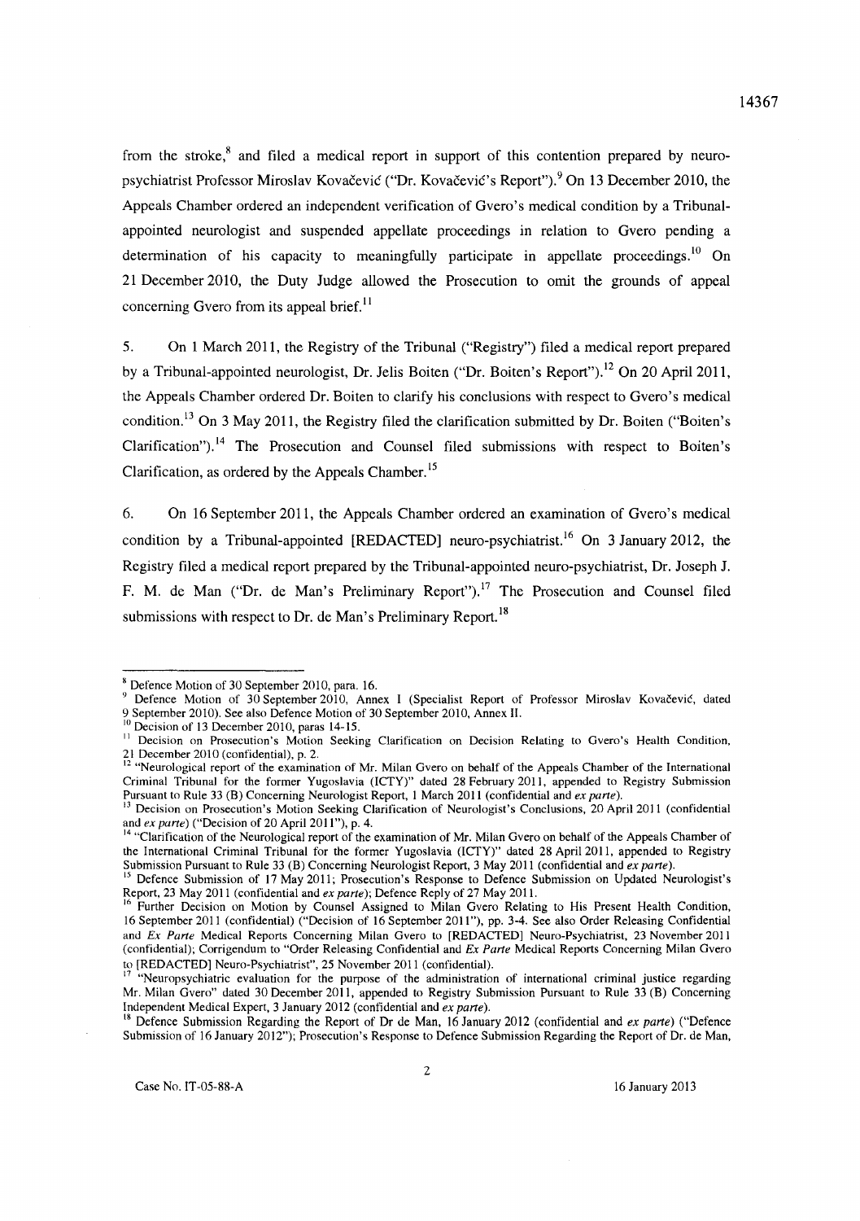from the stroke,[8] and filed a medical report in support of this contention prepared by neuro-psychiatrist Professor Miroslav Kovačević ("Dr. Kovačević's Report").[9] On 13 December 2010, the Appeals Chamber ordered an independent verification of Gvero's medical condition by a Tribunal-appointed neurologist and suspended appellate proceedings in relation to Gvero pending a determination of his capacity to meaningfully participate in appellate proceedings.[10] On 21 December 2010, the Duty Judge allowed the Prosecution to omit the grounds of appeal concerning Gvero from its appeal brief.[11]

5. On 1 March 2011, the Registry of the Tribunal ("Registry") filed a medical report prepared by a Tribunal-appointed neurologist, Dr. Jelis Boiten ("Dr. Boiten's Report").[12] On 20 April 2011, the Appeals Chamber ordered Dr. Boiten to clarify his conclusions with respect to Gvero's medical condition.[13] On 3 May 2011, the Registry filed the clarification submitted by Dr. Boiten ("Boiten's Clarification").[14] The Prosecution and Counsel filed submissions with respect to Boiten's Clarification, as ordered by the Appeals Chamber.[15]

6. On 16 September 2011, the Appeals Chamber ordered an examination of Gvero's medical condition by a Tribunal-appointed [REDACTED] neuro-psychiatrist.[16] On 3 January 2012, the Registry filed a medical report prepared by the Tribunal-appointed neuro-psychiatrist, Dr. Joseph J. F. M. de Man ("Dr. de Man's Preliminary Report").[17] The Prosecution and Counsel filed submissions with respect to Dr. de Man's Preliminary Report.[18]

---

[8] Defence Motion of 30 September 2010, para. 16.

[9] Defence Motion of 30 September 2010, Annex I (Specialist Report of Professor Miroslav Kovačević, dated 9 September 2010). See also Defence Motion of 30 September 2010, Annex II.

[10] Decision of 13 December 2010, paras 14-15.

[11] Decision on Prosecution's Motion Seeking Clarification on Decision Relating to Gvero's Health Condition, 21 December 2010 (confidential), p. 2.

[12] "Neurological report of the examination of Mr. Milan Gvero on behalf of the Appeals Chamber of the International Criminal Tribunal for the former Yugoslavia (ICTY)" dated 28 February 2011, appended to Registry Submission Pursuant to Rule 33 (B) Concerning Neurologist Report, 1 March 2011 (confidential and *ex parte*).

[13] Decision on Prosecution's Motion Seeking Clarification of Neurologist's Conclusions, 20 April 2011 (confidential and *ex parte*) ("Decision of 20 April 2011"), p. 4.

[14] "Clarification of the Neurological report of the examination of Mr. Milan Gvero on behalf of the Appeals Chamber of the International Criminal Tribunal for the former Yugoslavia (ICTY)" dated 28 April 2011, appended to Registry Submission Pursuant to Rule 33 (B) Concerning Neurologist Report, 3 May 2011 (confidential and *ex parte*).

[15] Defence Submission of 17 May 2011; Prosecution's Response to Defence Submission on Updated Neurologist's Report, 23 May 2011 (confidential and *ex parte*); Defence Reply of 27 May 2011.

[16] Further Decision on Motion by Counsel Assigned to Milan Gvero Relating to His Present Health Condition, 16 September 2011 (confidential) ("Decision of 16 September 2011"), pp. 3-4. See also Order Releasing Confidential and *Ex Parte* Medical Reports Concerning Milan Gvero to [REDACTED] Neuro-Psychiatrist, 23 November 2011 (confidential); Corrigendum to "Order Releasing Confidential and *Ex Parte* Medical Reports Concerning Milan Gvero to [REDACTED] Neuro-Psychiatrist", 25 November 2011 (confidential).

[17] "Neuropsychiatric evaluation for the purpose of the administration of international criminal justice regarding Mr. Milan Gvero" dated 30 December 2011, appended to Registry Submission Pursuant to Rule 33 (B) Concerning Independent Medical Expert, 3 January 2012 (confidential and *ex parte*).

[18] Defence Submission Regarding the Report of Dr de Man, 16 January 2012 (confidential and *ex parte*) ("Defence Submission of 16 January 2012"); Prosecution's Response to Defence Submission Regarding the Report of Dr. de Man,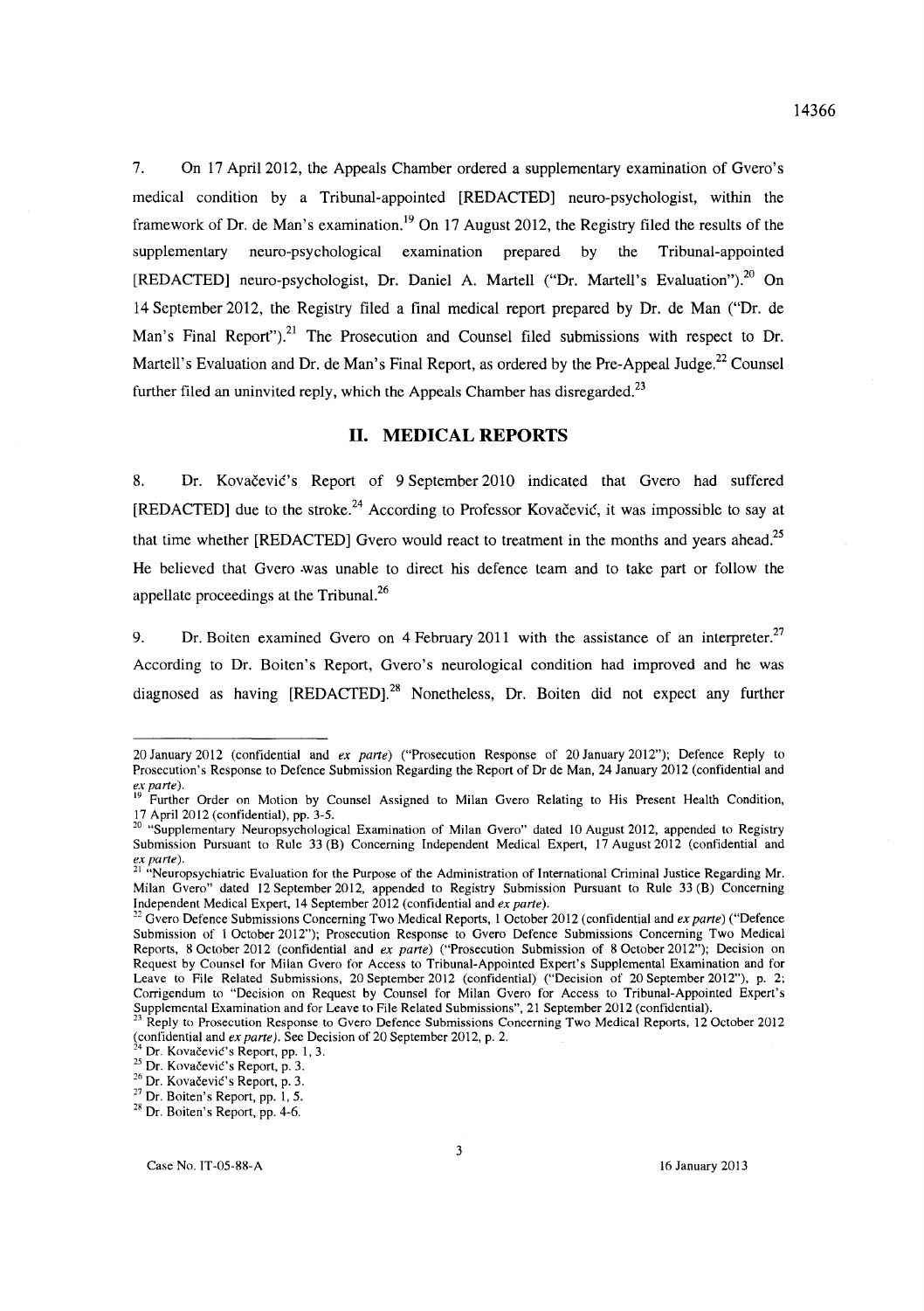7. On 17 April 2012, the Appeals Chamber ordered a supplementary examination of Gvero's medical condition by a Tribunal-appointed [REDACTED] neuro-psychologist, within the framework of Dr. de Man's examination.[19] On 17 August 2012, the Registry filed the results of the supplementary neuro-psychological examination prepared by the Tribunal-appointed [REDACTED] neuro-psychologist, Dr. Daniel A. Martell ("Dr. Martell's Evaluation").[20] On 14 September 2012, the Registry filed a final medical report prepared by Dr. de Man ("Dr. de Man's Final Report").[21] The Prosecution and Counsel filed submissions with respect to Dr. Martell's Evaluation and Dr. de Man's Final Report, as ordered by the Pre-Appeal Judge.[22] Counsel further filed an uninvited reply, which the Appeals Chamber has disregarded.[23]

## II. MEDICAL REPORTS

8. Dr. Kovačević's Report of 9 September 2010 indicated that Gvero had suffered [REDACTED] due to the stroke.[24] According to Professor Kovačević, it was impossible to say at that time whether [REDACTED] Gvero would react to treatment in the months and years ahead.[25] He believed that Gvero was unable to direct his defence team and to take part or follow the appellate proceedings at the Tribunal.[26]

9. Dr. Boiten examined Gvero on 4 February 2011 with the assistance of an interpreter.[27] According to Dr. Boiten's Report, Gvero's neurological condition had improved and he was diagnosed as having [REDACTED].[28] Nonetheless, Dr. Boiten did not expect any further

---

20 January 2012 (confidential and *ex parte*) ("Prosecution Response of 20 January 2012"); Defence Reply to Prosecution's Response to Defence Submission Regarding the Report of Dr de Man, 24 January 2012 (confidential and *ex parte*).

[19] Further Order on Motion by Counsel Assigned to Milan Gvero Relating to His Present Health Condition, 17 April 2012 (confidential), pp. 3-5.

[20] "Supplementary Neuropsychological Examination of Milan Gvero" dated 10 August 2012, appended to Registry Submission Pursuant to Rule 33 (B) Concerning Independent Medical Expert, 17 August 2012 (confidential and *ex parte*).

[21] "Neuropsychiatric Evaluation for the Purpose of the Administration of International Criminal Justice Regarding Mr. Milan Gvero" dated 12 September 2012, appended to Registry Submission Pursuant to Rule 33 (B) Concerning Independent Medical Expert, 14 September 2012 (confidential and *ex parte*).

[22] Gvero Defence Submissions Concerning Two Medical Reports, 1 October 2012 (confidential and *ex parte*) ("Defence Submission of 1 October 2012"); Prosecution Response to Gvero Defence Submissions Concerning Two Medical Reports, 8 October 2012 (confidential and *ex parte*) ("Prosecution Submission of 8 October 2012"); Decision on Request by Counsel for Milan Gvero for Access to Tribunal-Appointed Expert's Supplemental Examination and for Leave to File Related Submissions, 20 September 2012 (confidential) ("Decision of 20 September 2012"), p. 2; Corrigendum to "Decision on Request by Counsel for Milan Gvero for Access to Tribunal-Appointed Expert's Supplemental Examination and for Leave to File Related Submissions", 21 September 2012 (confidential).

[23] Reply to Prosecution Response to Gvero Defence Submissions Concerning Two Medical Reports, 12 October 2012 (confidential and *ex parte*). See Decision of 20 September 2012, p. 2.

[24] Dr. Kovačević's Report, pp. 1, 3.

[25] Dr. Kovačević's Report, p. 3.

[26] Dr. Kovačević's Report, p. 3.

[27] Dr. Boiten's Report, pp. 1, 5.

[28] Dr. Boiten's Report, pp. 4-6.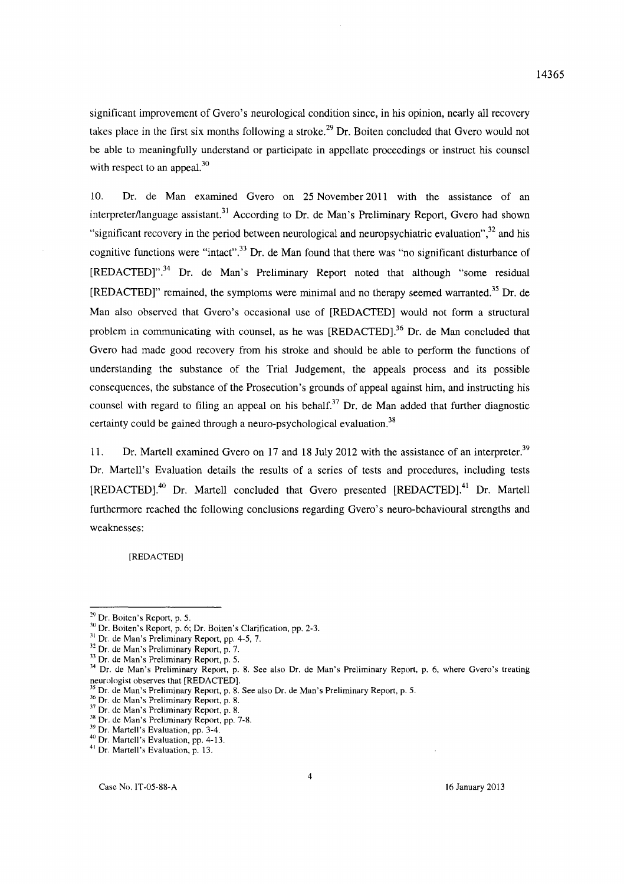significant improvement of Gvero's neurological condition since, in his opinion, nearly all recovery takes place in the first six months following a stroke.[29] Dr. Boiten concluded that Gvero would not be able to meaningfully understand or participate in appellate proceedings or instruct his counsel with respect to an appeal.[30]

10. Dr. de Man examined Gvero on 25 November 2011 with the assistance of an interpreter/language assistant.[31] According to Dr. de Man's Preliminary Report, Gvero had shown "significant recovery in the period between neurological and neuropsychiatric evaluation",[32] and his cognitive functions were "intact".[33] Dr. de Man found that there was "no significant disturbance of [REDACTED]".[34] Dr. de Man's Preliminary Report noted that although "some residual [REDACTED]" remained, the symptoms were minimal and no therapy seemed warranted.[35] Dr. de Man also observed that Gvero's occasional use of [REDACTED] would not form a structural problem in communicating with counsel, as he was [REDACTED].[36] Dr. de Man concluded that Gvero had made good recovery from his stroke and should be able to perform the functions of understanding the substance of the Trial Judgement, the appeals process and its possible consequences, the substance of the Prosecution's grounds of appeal against him, and instructing his counsel with regard to filing an appeal on his behalf.[37] Dr. de Man added that further diagnostic certainty could be gained through a neuro-psychological evaluation.[38]

11. Dr. Martell examined Gvero on 17 and 18 July 2012 with the assistance of an interpreter.[39] Dr. Martell's Evaluation details the results of a series of tests and procedures, including tests [REDACTED].[40] Dr. Martell concluded that Gvero presented [REDACTED].[41] Dr. Martell furthermore reached the following conclusions regarding Gvero's neuro-behavioural strengths and weaknesses:

> [REDACTED]

---

[29] Dr. Boiten's Report, p. 5.

[30] Dr. Boiten's Report, p. 6; Dr. Boiten's Clarification, pp. 2-3.

[31] Dr. de Man's Preliminary Report, pp. 4-5, 7.

[32] Dr. de Man's Preliminary Report, p. 7.

[33] Dr. de Man's Preliminary Report, p. 5.

[34] Dr. de Man's Preliminary Report, p. 8. See also Dr. de Man's Preliminary Report, p. 6, where Gvero's treating neurologist observes that [REDACTED].

[35] Dr. de Man's Preliminary Report, p. 8. See also Dr. de Man's Preliminary Report, p. 5.

[36] Dr. de Man's Preliminary Report, p. 8.

[37] Dr. de Man's Preliminary Report, p. 8.

[38] Dr. de Man's Preliminary Report, pp. 7-8.

[39] Dr. Martell's Evaluation, pp. 3-4.

[40] Dr. Martell's Evaluation, pp. 4-13.

[41] Dr. Martell's Evaluation, p. 13.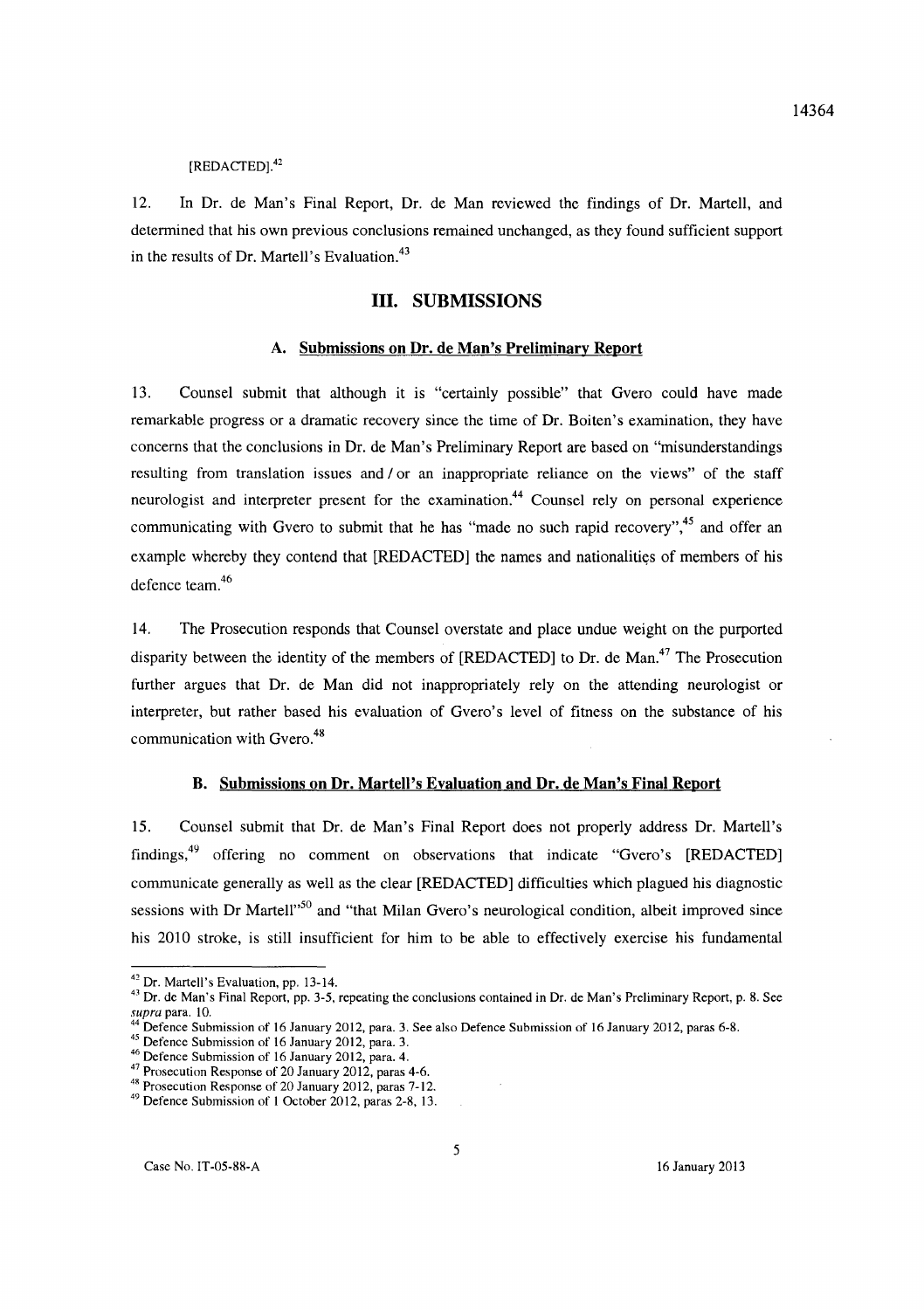[REDACTED].[42]

12. In Dr. de Man's Final Report, Dr. de Man reviewed the findings of Dr. Martell, and determined that his own previous conclusions remained unchanged, as they found sufficient support in the results of Dr. Martell's Evaluation.[43]

## III. SUBMISSIONS

### A. Submissions on Dr. de Man's Preliminary Report

13. Counsel submit that although it is "certainly possible" that Gvero could have made remarkable progress or a dramatic recovery since the time of Dr. Boiten's examination, they have concerns that the conclusions in Dr. de Man's Preliminary Report are based on "misunderstandings resulting from translation issues and / or an inappropriate reliance on the views" of the staff neurologist and interpreter present for the examination.[44] Counsel rely on personal experience communicating with Gvero to submit that he has "made no such rapid recovery",[45] and offer an example whereby they contend that [REDACTED] the names and nationalities of members of his defence team.[46]

14. The Prosecution responds that Counsel overstate and place undue weight on the purported disparity between the identity of the members of [REDACTED] to Dr. de Man.[47] The Prosecution further argues that Dr. de Man did not inappropriately rely on the attending neurologist or interpreter, but rather based his evaluation of Gvero's level of fitness on the substance of his communication with Gvero.[48]

### B. Submissions on Dr. Martell's Evaluation and Dr. de Man's Final Report

15. Counsel submit that Dr. de Man's Final Report does not properly address Dr. Martell's findings,[49] offering no comment on observations that indicate "Gvero's [REDACTED] communicate generally as well as the clear [REDACTED] difficulties which plagued his diagnostic sessions with Dr Martell"[50] and "that Milan Gvero's neurological condition, albeit improved since his 2010 stroke, is still insufficient for him to be able to effectively exercise his fundamental

---

[42] Dr. Martell's Evaluation, pp. 13-14.

[43] Dr. de Man's Final Report, pp. 3-5, repeating the conclusions contained in Dr. de Man's Preliminary Report, p. 8. See *supra* para. 10.

[44] Defence Submission of 16 January 2012, para. 3. See also Defence Submission of 16 January 2012, paras 6-8.

[45] Defence Submission of 16 January 2012, para. 3.

[46] Defence Submission of 16 January 2012, para. 4.

[47] Prosecution Response of 20 January 2012, paras 4-6.

[48] Prosecution Response of 20 January 2012, paras 7-12.

[49] Defence Submission of 1 October 2012, paras 2-8, 13.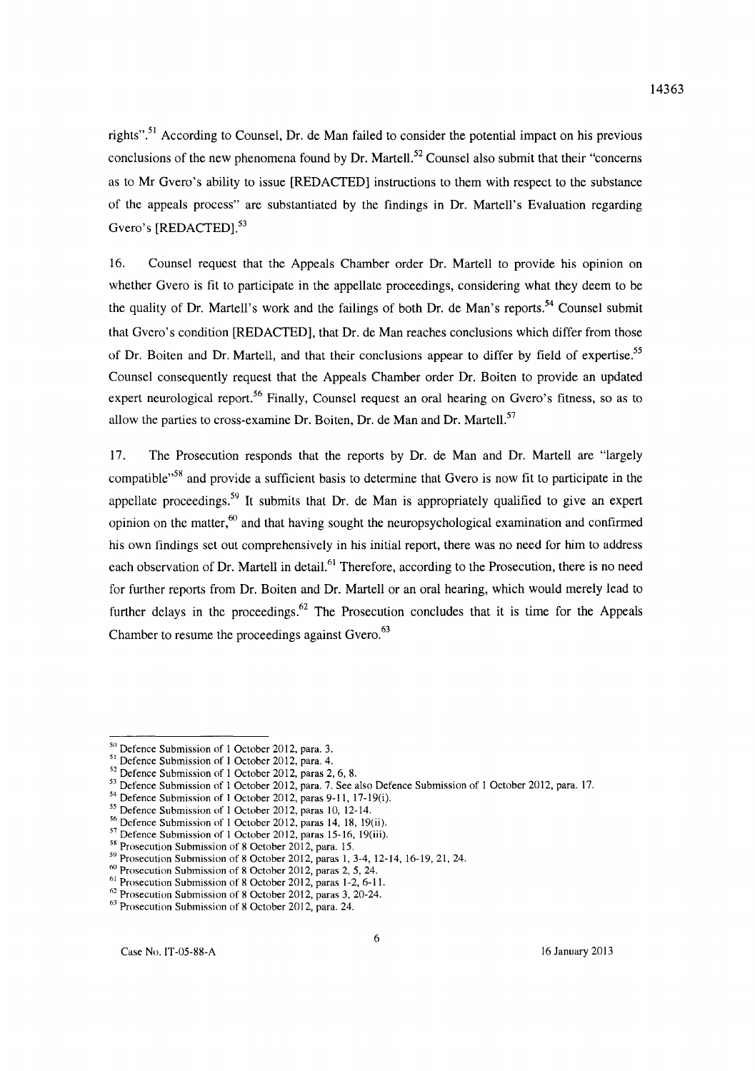rights".[51] According to Counsel, Dr. de Man failed to consider the potential impact on his previous conclusions of the new phenomena found by Dr. Martell.[52] Counsel also submit that their "concerns as to Mr Gvero's ability to issue [REDACTED] instructions to them with respect to the substance of the appeals process" are substantiated by the findings in Dr. Martell's Evaluation regarding Gvero's [REDACTED].[53]

16. Counsel request that the Appeals Chamber order Dr. Martell to provide his opinion on whether Gvero is fit to participate in the appellate proceedings, considering what they deem to be the quality of Dr. Martell's work and the failings of both Dr. de Man's reports.[54] Counsel submit that Gvero's condition [REDACTED], that Dr. de Man reaches conclusions which differ from those of Dr. Boiten and Dr. Martell, and that their conclusions appear to differ by field of expertise.[55] Counsel consequently request that the Appeals Chamber order Dr. Boiten to provide an updated expert neurological report.[56] Finally, Counsel request an oral hearing on Gvero's fitness, so as to allow the parties to cross-examine Dr. Boiten, Dr. de Man and Dr. Martell.[57]

17. The Prosecution responds that the reports by Dr. de Man and Dr. Martell are "largely compatible"[58] and provide a sufficient basis to determine that Gvero is now fit to participate in the appellate proceedings.[59] It submits that Dr. de Man is appropriately qualified to give an expert opinion on the matter,[60] and that having sought the neuropsychological examination and confirmed his own findings set out comprehensively in his initial report, there was no need for him to address each observation of Dr. Martell in detail.[61] Therefore, according to the Prosecution, there is no need for further reports from Dr. Boiten and Dr. Martell or an oral hearing, which would merely lead to further delays in the proceedings.[62] The Prosecution concludes that it is time for the Appeals Chamber to resume the proceedings against Gvero.[63]

---

[50] Defence Submission of 1 October 2012, para. 3.
[51] Defence Submission of 1 October 2012, para. 4.
[52] Defence Submission of 1 October 2012, paras 2, 6, 8.
[53] Defence Submission of 1 October 2012, para. 7. See also Defence Submission of 1 October 2012, para. 17.
[54] Defence Submission of 1 October 2012, paras 9-11, 17-19(i).
[55] Defence Submission of 1 October 2012, paras 10, 12-14.
[56] Defence Submission of 1 October 2012, paras 14, 18, 19(ii).
[57] Defence Submission of 1 October 2012, paras 15-16, 19(iii).
[58] Prosecution Submission of 8 October 2012, para. 15.
[59] Prosecution Submission of 8 October 2012, paras 1, 3-4, 12-14, 16-19, 21, 24.
[60] Prosecution Submission of 8 October 2012, paras 2, 5, 24.
[61] Prosecution Submission of 8 October 2012, paras 1-2, 6-11.
[62] Prosecution Submission of 8 October 2012, paras 3, 20-24.
[63] Prosecution Submission of 8 October 2012, para. 24.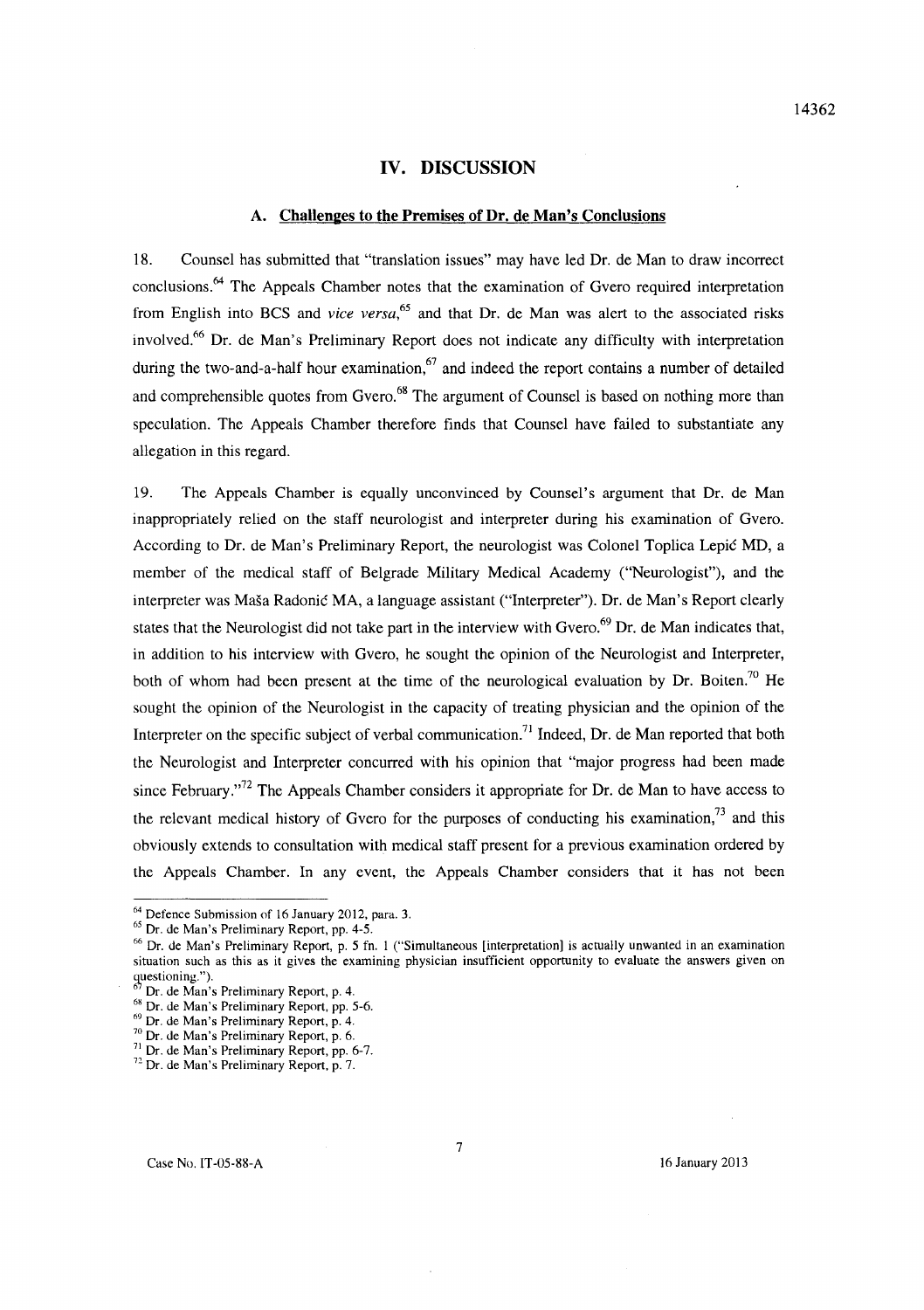## IV. DISCUSSION

### A. Challenges to the Premises of Dr. de Man's Conclusions

18. Counsel has submitted that "translation issues" may have led Dr. de Man to draw incorrect conclusions.[64] The Appeals Chamber notes that the examination of Gvero required interpretation from English into BCS and *vice versa*,[65] and that Dr. de Man was alert to the associated risks involved.[66] Dr. de Man's Preliminary Report does not indicate any difficulty with interpretation during the two-and-a-half hour examination,[67] and indeed the report contains a number of detailed and comprehensible quotes from Gvero.[68] The argument of Counsel is based on nothing more than speculation. The Appeals Chamber therefore finds that Counsel have failed to substantiate any allegation in this regard.

19. The Appeals Chamber is equally unconvinced by Counsel's argument that Dr. de Man inappropriately relied on the staff neurologist and interpreter during his examination of Gvero. According to Dr. de Man's Preliminary Report, the neurologist was Colonel Toplica Lepić MD, a member of the medical staff of Belgrade Military Medical Academy ("Neurologist"), and the interpreter was Maša Radonić MA, a language assistant ("Interpreter"). Dr. de Man's Report clearly states that the Neurologist did not take part in the interview with Gvero.[69] Dr. de Man indicates that, in addition to his interview with Gvero, he sought the opinion of the Neurologist and Interpreter, both of whom had been present at the time of the neurological evaluation by Dr. Boiten.[70] He sought the opinion of the Neurologist in the capacity of treating physician and the opinion of the Interpreter on the specific subject of verbal communication.[71] Indeed, Dr. de Man reported that both the Neurologist and Interpreter concurred with his opinion that "major progress had been made since February."[72] The Appeals Chamber considers it appropriate for Dr. de Man to have access to the relevant medical history of Gvero for the purposes of conducting his examination,[73] and this obviously extends to consultation with medical staff present for a previous examination ordered by the Appeals Chamber. In any event, the Appeals Chamber considers that it has not been

---

[64] Defence Submission of 16 January 2012, para. 3.

[65] Dr. de Man's Preliminary Report, pp. 4-5.

[66] Dr. de Man's Preliminary Report, p. 5 fn. 1 ("Simultaneous [interpretation] is actually unwanted in an examination situation such as this as it gives the examining physician insufficient opportunity to evaluate the answers given on questioning.").

[67] Dr. de Man's Preliminary Report, p. 4.

[68] Dr. de Man's Preliminary Report, pp. 5-6.

[69] Dr. de Man's Preliminary Report, p. 4.

[70] Dr. de Man's Preliminary Report, p. 6.

[71] Dr. de Man's Preliminary Report, pp. 6-7.

[72] Dr. de Man's Preliminary Report, p. 7.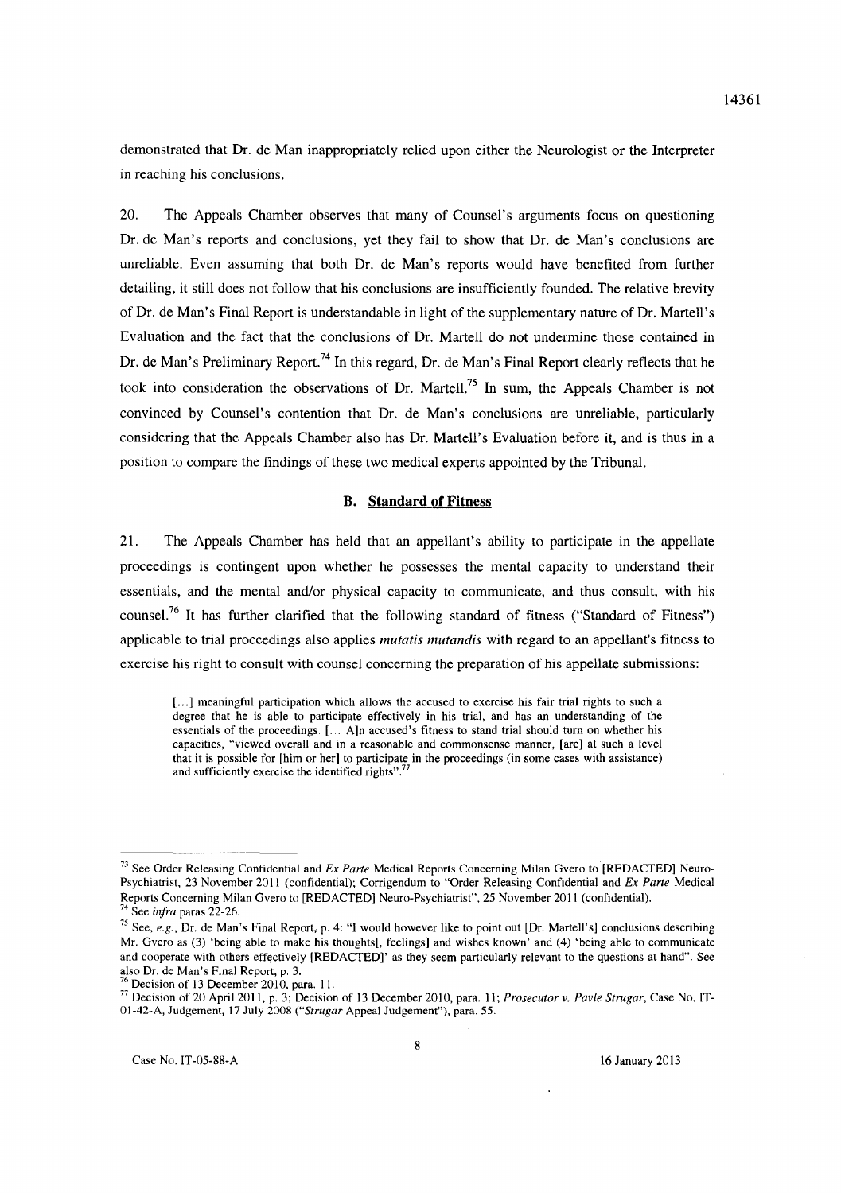demonstrated that Dr. de Man inappropriately relied upon either the Neurologist or the Interpreter in reaching his conclusions.

20. The Appeals Chamber observes that many of Counsel's arguments focus on questioning Dr. de Man's reports and conclusions, yet they fail to show that Dr. de Man's conclusions are unreliable. Even assuming that both Dr. de Man's reports would have benefited from further detailing, it still does not follow that his conclusions are insufficiently founded. The relative brevity of Dr. de Man's Final Report is understandable in light of the supplementary nature of Dr. Martell's Evaluation and the fact that the conclusions of Dr. Martell do not undermine those contained in Dr. de Man's Preliminary Report.[74] In this regard, Dr. de Man's Final Report clearly reflects that he took into consideration the observations of Dr. Martell.[75] In sum, the Appeals Chamber is not convinced by Counsel's contention that Dr. de Man's conclusions are unreliable, particularly considering that the Appeals Chamber also has Dr. Martell's Evaluation before it, and is thus in a position to compare the findings of these two medical experts appointed by the Tribunal.

### B. Standard of Fitness

21. The Appeals Chamber has held that an appellant's ability to participate in the appellate proceedings is contingent upon whether he possesses the mental capacity to understand their essentials, and the mental and/or physical capacity to communicate, and thus consult, with his counsel.[76] It has further clarified that the following standard of fitness ("Standard of Fitness") applicable to trial proceedings also applies *mutatis mutandis* with regard to an appellant's fitness to exercise his right to consult with counsel concerning the preparation of his appellate submissions:

> [...] meaningful participation which allows the accused to exercise his fair trial rights to such a degree that he is able to participate effectively in his trial, and has an understanding of the essentials of the proceedings. [... A]n accused's fitness to stand trial should turn on whether his capacities, "viewed overall and in a reasonable and commonsense manner, [are] at such a level that it is possible for [him or her] to participate in the proceedings (in some cases with assistance) and sufficiently exercise the identified rights".[77]

---

[73] See Order Releasing Confidential and *Ex Parte* Medical Reports Concerning Milan Gvero to [REDACTED] Neuro-Psychiatrist, 23 November 2011 (confidential); Corrigendum to "Order Releasing Confidential and *Ex Parte* Medical Reports Concerning Milan Gvero to [REDACTED] Neuro-Psychiatrist", 25 November 2011 (confidential).

[74] See *infra* paras 22-26.

[75] See, *e.g.*, Dr. de Man's Final Report, p. 4: "I would however like to point out [Dr. Martell's] conclusions describing Mr. Gvero as (3) 'being able to make his thoughts[, feelings] and wishes known' and (4) 'being able to communicate and cooperate with others effectively [REDACTED]' as they seem particularly relevant to the questions at hand". See also Dr. de Man's Final Report, p. 3.

[76] Decision of 13 December 2010, para. 11.

[77] Decision of 20 April 2011, p. 3; Decision of 13 December 2010, para. 11; *Prosecutor v. Pavle Strugar*, Case No. IT-01-42-A, Judgement, 17 July 2008 ("*Strugar* Appeal Judgement"), para. 55.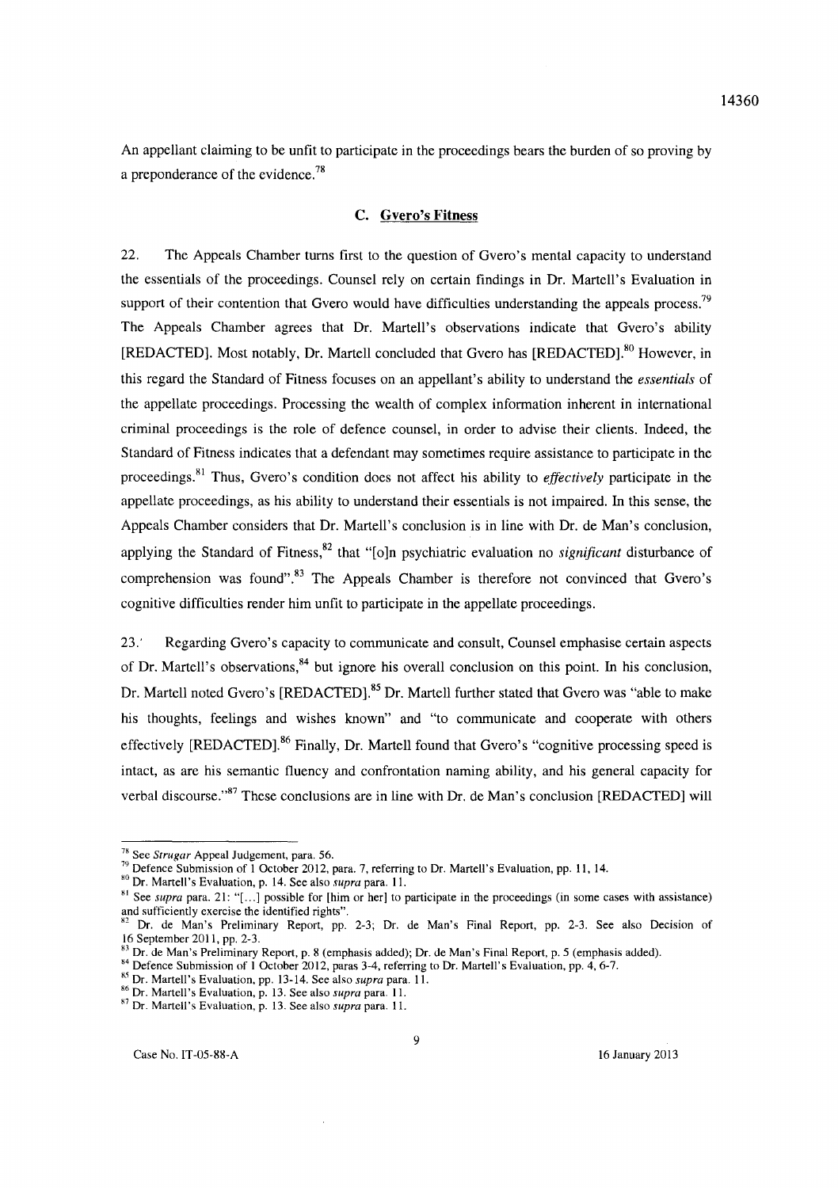An appellant claiming to be unfit to participate in the proceedings bears the burden of so proving by a preponderance of the evidence.[78]

### C. Gvero's Fitness

22. The Appeals Chamber turns first to the question of Gvero's mental capacity to understand the essentials of the proceedings. Counsel rely on certain findings in Dr. Martell's Evaluation in support of their contention that Gvero would have difficulties understanding the appeals process.[79] The Appeals Chamber agrees that Dr. Martell's observations indicate that Gvero's ability [REDACTED]. Most notably, Dr. Martell concluded that Gvero has [REDACTED].[80] However, in this regard the Standard of Fitness focuses on an appellant's ability to understand the *essentials* of the appellate proceedings. Processing the wealth of complex information inherent in international criminal proceedings is the role of defence counsel, in order to advise their clients. Indeed, the Standard of Fitness indicates that a defendant may sometimes require assistance to participate in the proceedings.[81] Thus, Gvero's condition does not affect his ability to *effectively* participate in the appellate proceedings, as his ability to understand their essentials is not impaired. In this sense, the Appeals Chamber considers that Dr. Martell's conclusion is in line with Dr. de Man's conclusion, applying the Standard of Fitness,[82] that "[o]n psychiatric evaluation no *significant* disturbance of comprehension was found".[83] The Appeals Chamber is therefore not convinced that Gvero's cognitive difficulties render him unfit to participate in the appellate proceedings.

23. Regarding Gvero's capacity to communicate and consult, Counsel emphasise certain aspects of Dr. Martell's observations,[84] but ignore his overall conclusion on this point. In his conclusion, Dr. Martell noted Gvero's [REDACTED].[85] Dr. Martell further stated that Gvero was "able to make his thoughts, feelings and wishes known" and "to communicate and cooperate with others effectively [REDACTED].[86] Finally, Dr. Martell found that Gvero's "cognitive processing speed is intact, as are his semantic fluency and confrontation naming ability, and his general capacity for verbal discourse."[87] These conclusions are in line with Dr. de Man's conclusion [REDACTED] will

---

[78] See *Strugar* Appeal Judgement, para. 56.

[79] Defence Submission of 1 October 2012, para. 7, referring to Dr. Martell's Evaluation, pp. 11, 14.

[80] Dr. Martell's Evaluation, p. 14. See also *supra* para. 11.

[81] See *supra* para. 21: "[...] possible for [him or her] to participate in the proceedings (in some cases with assistance) and sufficiently exercise the identified rights".

[82] Dr. de Man's Preliminary Report, pp. 2-3; Dr. de Man's Final Report, pp. 2-3. See also Decision of 16 September 2011, pp. 2-3.

[83] Dr. de Man's Preliminary Report, p. 8 (emphasis added); Dr. de Man's Final Report, p. 5 (emphasis added).

[84] Defence Submission of 1 October 2012, paras 3-4, referring to Dr. Martell's Evaluation, pp. 4, 6-7.

[85] Dr. Martell's Evaluation, pp. 13-14. See also *supra* para. 11.

[86] Dr. Martell's Evaluation, p. 13. See also *supra* para. 11.

[87] Dr. Martell's Evaluation, p. 13. See also *supra* para. 11.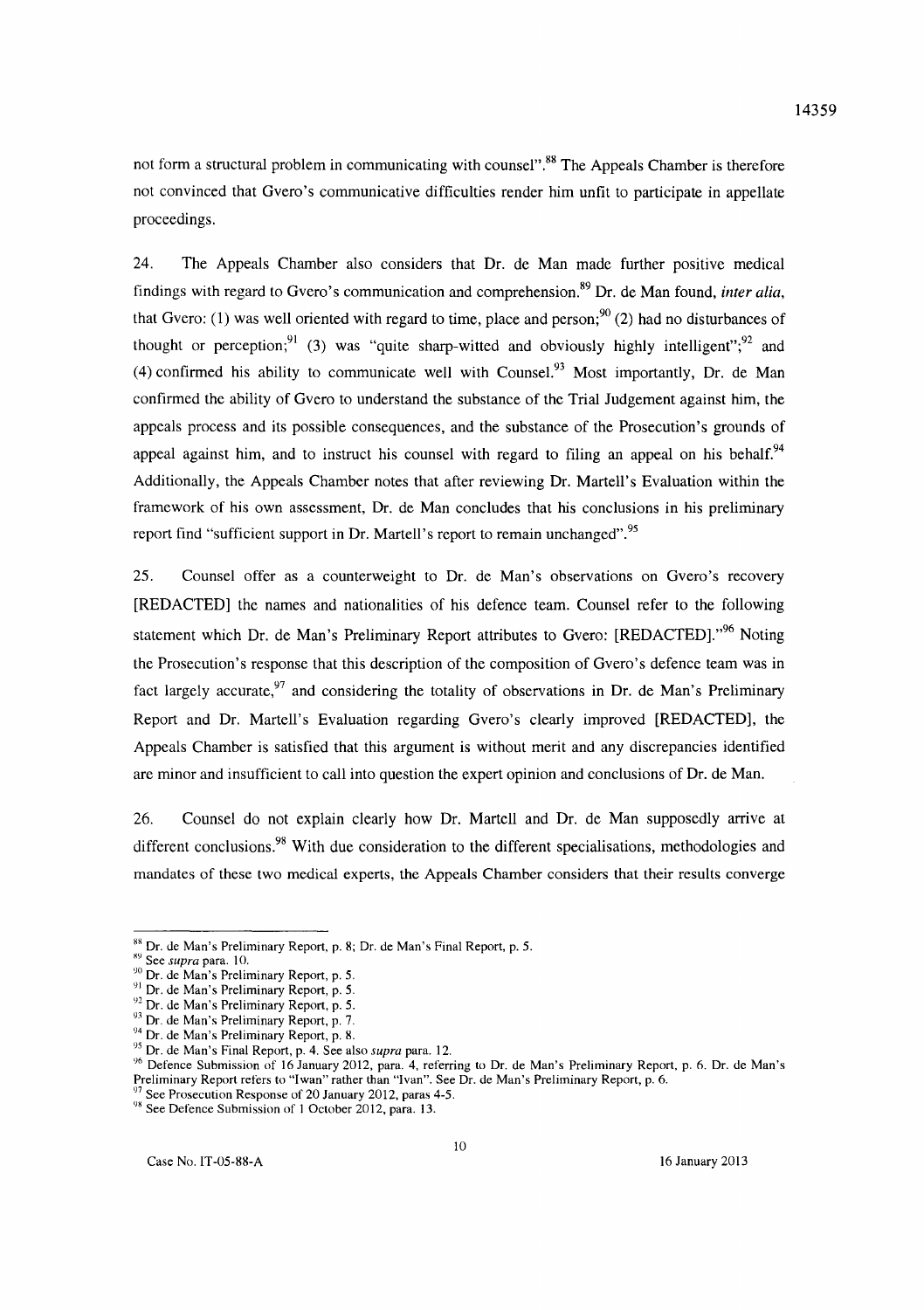not form a structural problem in communicating with counsel".[88] The Appeals Chamber is therefore not convinced that Gvero's communicative difficulties render him unfit to participate in appellate proceedings.

24. The Appeals Chamber also considers that Dr. de Man made further positive medical findings with regard to Gvero's communication and comprehension.[89] Dr. de Man found, *inter alia*, that Gvero: (1) was well oriented with regard to time, place and person;[90] (2) had no disturbances of thought or perception;[91] (3) was "quite sharp-witted and obviously highly intelligent";[92] and (4) confirmed his ability to communicate well with Counsel.[93] Most importantly, Dr. de Man confirmed the ability of Gvero to understand the substance of the Trial Judgement against him, the appeals process and its possible consequences, and the substance of the Prosecution's grounds of appeal against him, and to instruct his counsel with regard to filing an appeal on his behalf.[94] Additionally, the Appeals Chamber notes that after reviewing Dr. Martell's Evaluation within the framework of his own assessment, Dr. de Man concludes that his conclusions in his preliminary report find "sufficient support in Dr. Martell's report to remain unchanged".[95]

25. Counsel offer as a counterweight to Dr. de Man's observations on Gvero's recovery [REDACTED] the names and nationalities of his defence team. Counsel refer to the following statement which Dr. de Man's Preliminary Report attributes to Gvero: [REDACTED]."[96] Noting the Prosecution's response that this description of the composition of Gvero's defence team was in fact largely accurate,[97] and considering the totality of observations in Dr. de Man's Preliminary Report and Dr. Martell's Evaluation regarding Gvero's clearly improved [REDACTED], the Appeals Chamber is satisfied that this argument is without merit and any discrepancies identified are minor and insufficient to call into question the expert opinion and conclusions of Dr. de Man.

26. Counsel do not explain clearly how Dr. Martell and Dr. de Man supposedly arrive at different conclusions.[98] With due consideration to the different specialisations, methodologies and mandates of these two medical experts, the Appeals Chamber considers that their results converge

---

[88] Dr. de Man's Preliminary Report, p. 8; Dr. de Man's Final Report, p. 5.
[89] See *supra* para. 10.
[90] Dr. de Man's Preliminary Report, p. 5.
[91] Dr. de Man's Preliminary Report, p. 5.
[92] Dr. de Man's Preliminary Report, p. 5.
[93] Dr. de Man's Preliminary Report, p. 7.
[94] Dr. de Man's Preliminary Report, p. 8.
[95] Dr. de Man's Final Report, p. 4. See also *supra* para. 12.
[96] Defence Submission of 16 January 2012, para. 4, referring to Dr. de Man's Preliminary Report, p. 6. Dr. de Man's Preliminary Report refers to "Iwan" rather than "Ivan". See Dr. de Man's Preliminary Report, p. 6.
[97] See Prosecution Response of 20 January 2012, paras 4-5.
[98] See Defence Submission of 1 October 2012, para. 13.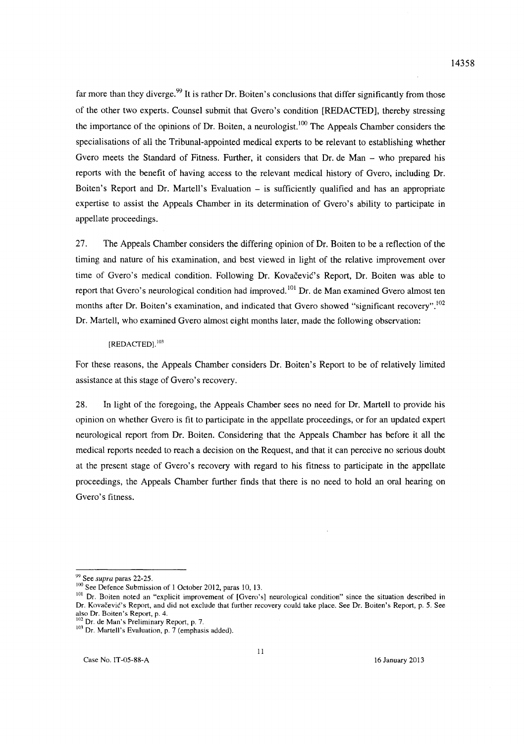far more than they diverge.[99] It is rather Dr. Boiten's conclusions that differ significantly from those of the other two experts. Counsel submit that Gvero's condition [REDACTED], thereby stressing the importance of the opinions of Dr. Boiten, a neurologist.[100] The Appeals Chamber considers the specialisations of all the Tribunal-appointed medical experts to be relevant to establishing whether Gvero meets the Standard of Fitness. Further, it considers that Dr. de Man – who prepared his reports with the benefit of having access to the relevant medical history of Gvero, including Dr. Boiten's Report and Dr. Martell's Evaluation – is sufficiently qualified and has an appropriate expertise to assist the Appeals Chamber in its determination of Gvero's ability to participate in appellate proceedings.

27. The Appeals Chamber considers the differing opinion of Dr. Boiten to be a reflection of the timing and nature of his examination, and best viewed in light of the relative improvement over time of Gvero's medical condition. Following Dr. Kovačević's Report, Dr. Boiten was able to report that Gvero's neurological condition had improved.[101] Dr. de Man examined Gvero almost ten months after Dr. Boiten's examination, and indicated that Gvero showed "significant recovery".[102] Dr. Martell, who examined Gvero almost eight months later, made the following observation:

> [REDACTED].[103]

For these reasons, the Appeals Chamber considers Dr. Boiten's Report to be of relatively limited assistance at this stage of Gvero's recovery.

28. In light of the foregoing, the Appeals Chamber sees no need for Dr. Martell to provide his opinion on whether Gvero is fit to participate in the appellate proceedings, or for an updated expert neurological report from Dr. Boiten. Considering that the Appeals Chamber has before it all the medical reports needed to reach a decision on the Request, and that it can perceive no serious doubt at the present stage of Gvero's recovery with regard to his fitness to participate in the appellate proceedings, the Appeals Chamber further finds that there is no need to hold an oral hearing on Gvero's fitness.

---

[99] See *supra* paras 22-25.

[100] See Defence Submission of 1 October 2012, paras 10, 13.

[101] Dr. Boiten noted an "explicit improvement of [Gvero's] neurological condition" since the situation described in Dr. Kovačević's Report, and did not exclude that further recovery could take place. See Dr. Boiten's Report, p. 5. See also Dr. Boiten's Report, p. 4.

[102] Dr. de Man's Preliminary Report, p. 7.

[103] Dr. Martell's Evaluation, p. 7 (emphasis added).

Case No. IT-05-88-A 16 January 2013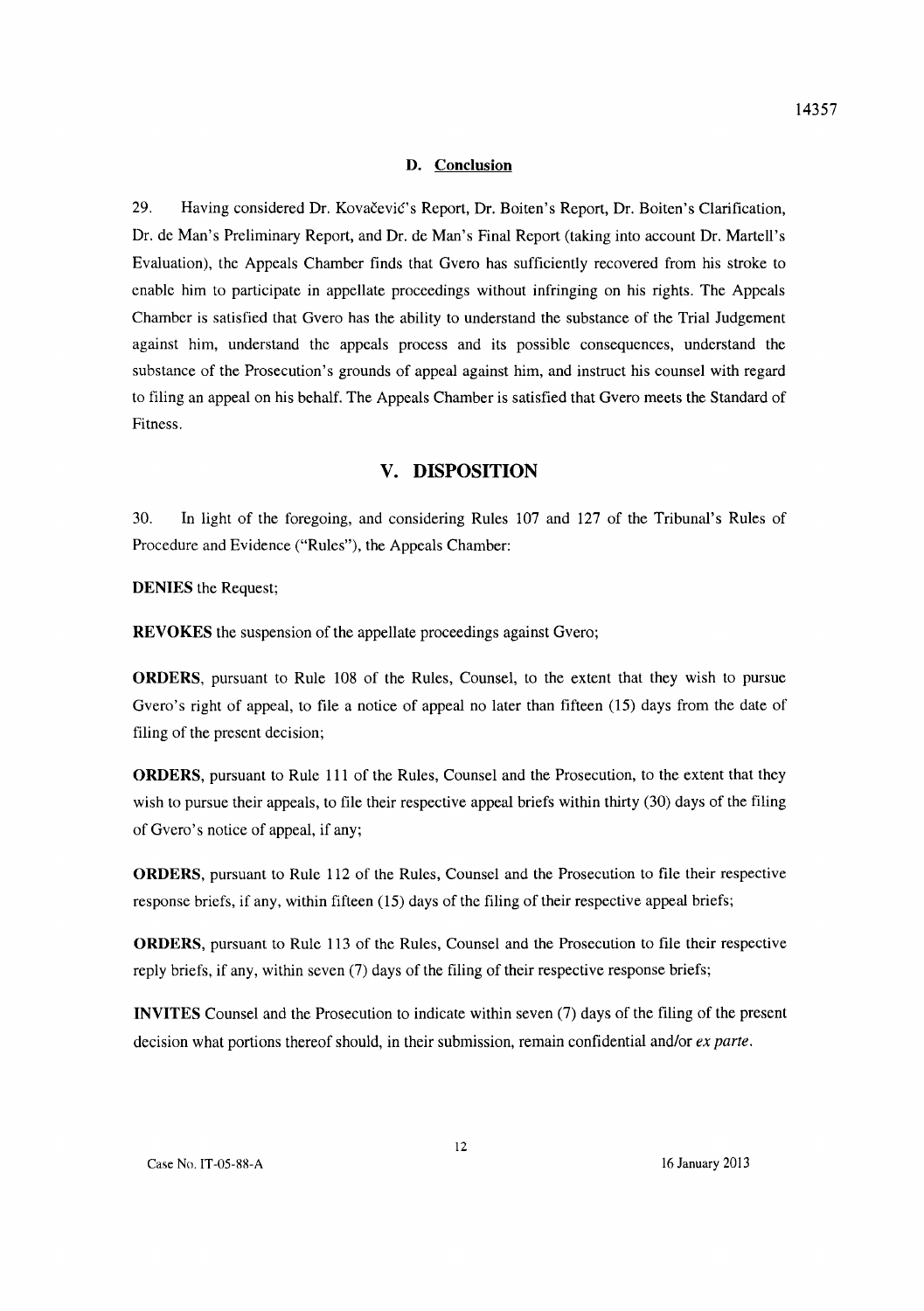### D. Conclusion

29. Having considered Dr. Kovačević's Report, Dr. Boiten's Report, Dr. Boiten's Clarification, Dr. de Man's Preliminary Report, and Dr. de Man's Final Report (taking into account Dr. Martell's Evaluation), the Appeals Chamber finds that Gvero has sufficiently recovered from his stroke to enable him to participate in appellate proceedings without infringing on his rights. The Appeals Chamber is satisfied that Gvero has the ability to understand the substance of the Trial Judgement against him, understand the appeals process and its possible consequences, understand the substance of the Prosecution's grounds of appeal against him, and instruct his counsel with regard to filing an appeal on his behalf. The Appeals Chamber is satisfied that Gvero meets the Standard of Fitness.

## V. DISPOSITION

30. In light of the foregoing, and considering Rules 107 and 127 of the Tribunal's Rules of Procedure and Evidence ("Rules"), the Appeals Chamber:

**DENIES** the Request;

**REVOKES** the suspension of the appellate proceedings against Gvero;

**ORDERS**, pursuant to Rule 108 of the Rules, Counsel, to the extent that they wish to pursue Gvero's right of appeal, to file a notice of appeal no later than fifteen (15) days from the date of filing of the present decision;

**ORDERS**, pursuant to Rule 111 of the Rules, Counsel and the Prosecution, to the extent that they wish to pursue their appeals, to file their respective appeal briefs within thirty (30) days of the filing of Gvero's notice of appeal, if any;

**ORDERS**, pursuant to Rule 112 of the Rules, Counsel and the Prosecution to file their respective response briefs, if any, within fifteen (15) days of the filing of their respective appeal briefs;

**ORDERS**, pursuant to Rule 113 of the Rules, Counsel and the Prosecution to file their respective reply briefs, if any, within seven (7) days of the filing of their respective response briefs;

**INVITES** Counsel and the Prosecution to indicate within seven (7) days of the filing of the present decision what portions thereof should, in their submission, remain confidential and/or *ex parte*.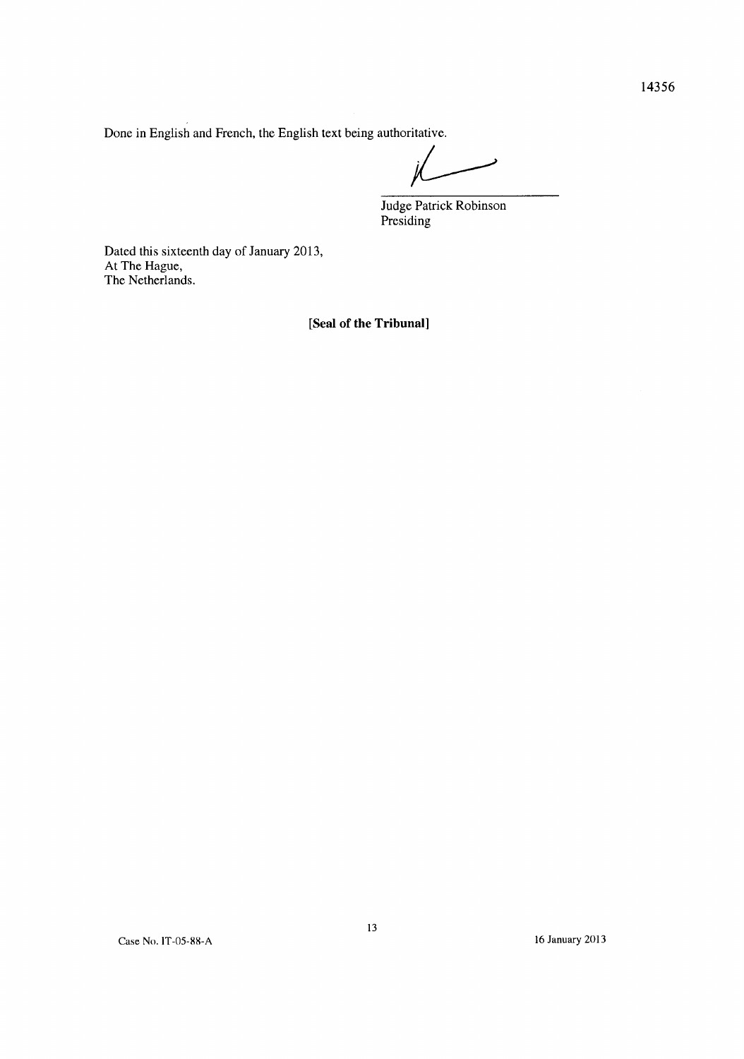Done in English and French, the English text being authoritative.

Judge Patrick Robinson
Presiding

Dated this sixteenth day of January 2013,
At The Hague,
The Netherlands.

**[Seal of the Tribunal]**